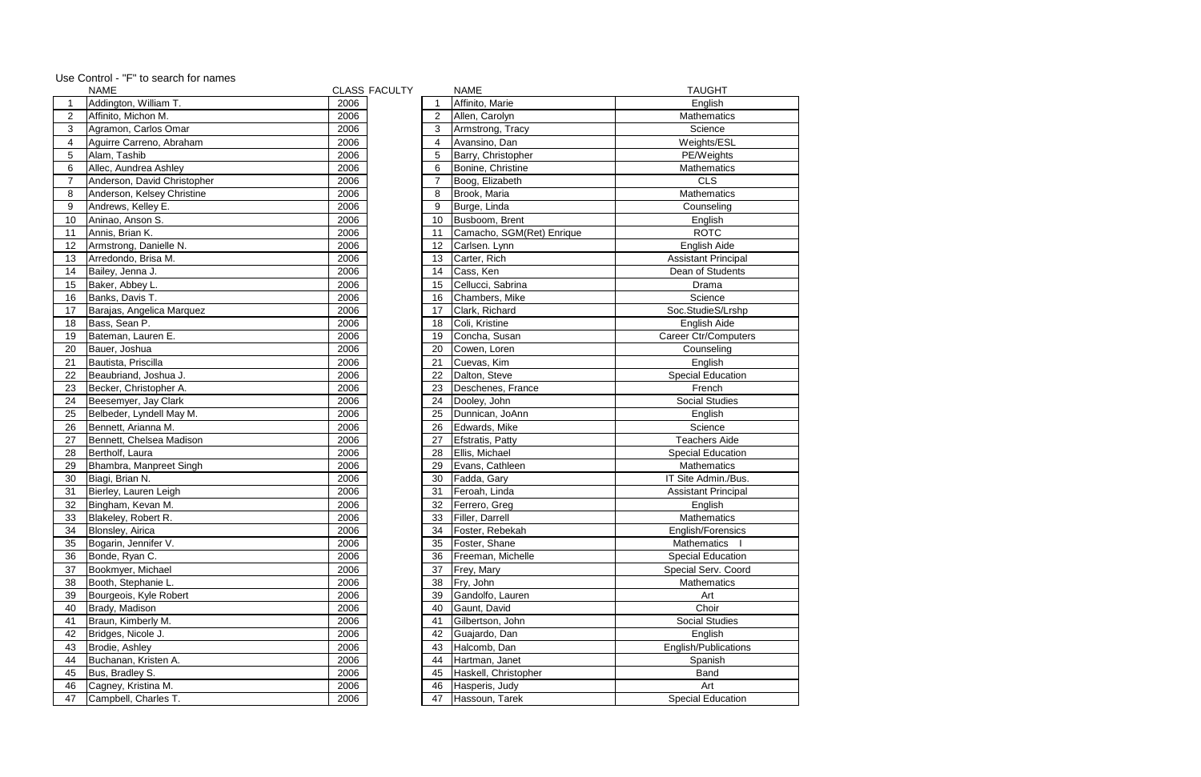Use Control - "F" to search for names

| | NAME | CLASS |
|---|---|---|
| 1 | Addington, William T. | 2006 |
| 2 | Affinito, Michon M. | 2006 |
| 3 | Agramon, Carlos Omar | 2006 |
| 4 | Aguirre Carreno, Abraham | 2006 |
| 5 | Alam, Tashib | 2006 |
| 6 | Allec, Aundrea Ashley | 2006 |
| 7 | Anderson, David Christopher | 2006 |
| 8 | Anderson, Kelsey Christine | 2006 |
| 9 | Andrews, Kelley E. | 2006 |
| 10 | Aninao, Anson S. | 2006 |
| 11 | Annis, Brian K. | 2006 |
| 12 | Armstrong, Danielle N. | 2006 |
| 13 | Arredondo, Brisa M. | 2006 |
| 14 | Bailey, Jenna J. | 2006 |
| 15 | Baker, Abbey L. | 2006 |
| 16 | Banks, Davis T. | 2006 |
| 17 | Barajas, Angelica Marquez | 2006 |
| 18 | Bass, Sean P. | 2006 |
| 19 | Bateman, Lauren E. | 2006 |
| 20 | Bauer, Joshua | 2006 |
| 21 | Bautista, Priscilla | 2006 |
| 22 | Beaubriand, Joshua J. | 2006 |
| 23 | Becker, Christopher A. | 2006 |
| 24 | Beesemyer, Jay Clark | 2006 |
| 25 | Belbeder, Lyndell May M. | 2006 |
| 26 | Bennett, Arianna M. | 2006 |
| 27 | Bennett, Chelsea Madison | 2006 |
| 28 | Bertholf, Laura | 2006 |
| 29 | Bhambra, Manpreet Singh | 2006 |
| 30 | Biagi, Brian N. | 2006 |
| 31 | Bierley, Lauren Leigh | 2006 |
| 32 | Bingham, Kevan M. | 2006 |
| 33 | Blakeley, Robert R. | 2006 |
| 34 | Blonsley, Airica | 2006 |
| 35 | Bogarin, Jennifer V. | 2006 |
| 36 | Bonde, Ryan C. | 2006 |
| 37 | Bookmyer, Michael | 2006 |
| 38 | Booth, Stephanie L. | 2006 |
| 39 | Bourgeois, Kyle Robert | 2006 |
| 40 | Brady, Madison | 2006 |
| 41 | Braun, Kimberly M. | 2006 |
| 42 | Bridges, Nicole J. | 2006 |
| 43 | Brodie, Ashley | 2006 |
| 44 | Buchanan, Kristen A. | 2006 |
| 45 | Bus, Bradley S. | 2006 |
| 46 | Cagney, Kristina M. | 2006 |
| 47 | Campbell, Charles T. | 2006 |

FACULTY

| | NAME | TAUGHT |
|---|---|---|
| 1 | Affinito, Marie | English |
| 2 | Allen, Carolyn | Mathematics |
| 3 | Armstrong, Tracy | Science |
| 4 | Avansino, Dan | Weights/ESL |
| 5 | Barry, Christopher | PE/Weights |
| 6 | Bonine, Christine | Mathematics |
| 7 | Boog, Elizabeth | CLS |
| 8 | Brook, Maria | Mathematics |
| 9 | Burge, Linda | Counseling |
| 10 | Busboom, Brent | English |
| 11 | Camacho, SGM(Ret) Enrique | ROTC |
| 12 | Carlsen. Lynn | English Aide |
| 13 | Carter, Rich | Assistant Principal |
| 14 | Cass, Ken | Dean of Students |
| 15 | Cellucci, Sabrina | Drama |
| 16 | Chambers, Mike | Science |
| 17 | Clark, Richard | Soc.StudieS/Lrshp |
| 18 | Coli, Kristine | English Aide |
| 19 | Concha, Susan | Career Ctr/Computers |
| 20 | Cowen, Loren | Counseling |
| 21 | Cuevas, Kim | English |
| 22 | Dalton, Steve | Special Education |
| 23 | Deschenes, France | French |
| 24 | Dooley, John | Social Studies |
| 25 | Dunnican, JoAnn | English |
| 26 | Edwards, Mike | Science |
| 27 | Efstratis, Patty | Teachers Aide |
| 28 | Ellis, Michael | Special Education |
| 29 | Evans, Cathleen | Mathematics |
| 30 | Fadda, Gary | IT Site Admin./Bus. |
| 31 | Feroah, Linda | Assistant Principal |
| 32 | Ferrero, Greg | English |
| 33 | Filler, Darrell | Mathematics |
| 34 | Foster, Rebekah | English/Forensics |
| 35 | Foster, Shane | Mathematics I |
| 36 | Freeman, Michelle | Special Education |
| 37 | Frey, Mary | Special Serv. Coord |
| 38 | Fry, John | Mathematics |
| 39 | Gandolfo, Lauren | Art |
| 40 | Gaunt, David | Choir |
| 41 | Gilbertson, John | Social Studies |
| 42 | Guajardo, Dan | English |
| 43 | Halcomb, Dan | English/Publications |
| 44 | Hartman, Janet | Spanish |
| 45 | Haskell, Christopher | Band |
| 46 | Hasperis, Judy | Art |
| 47 | Hassoun, Tarek | Special Education |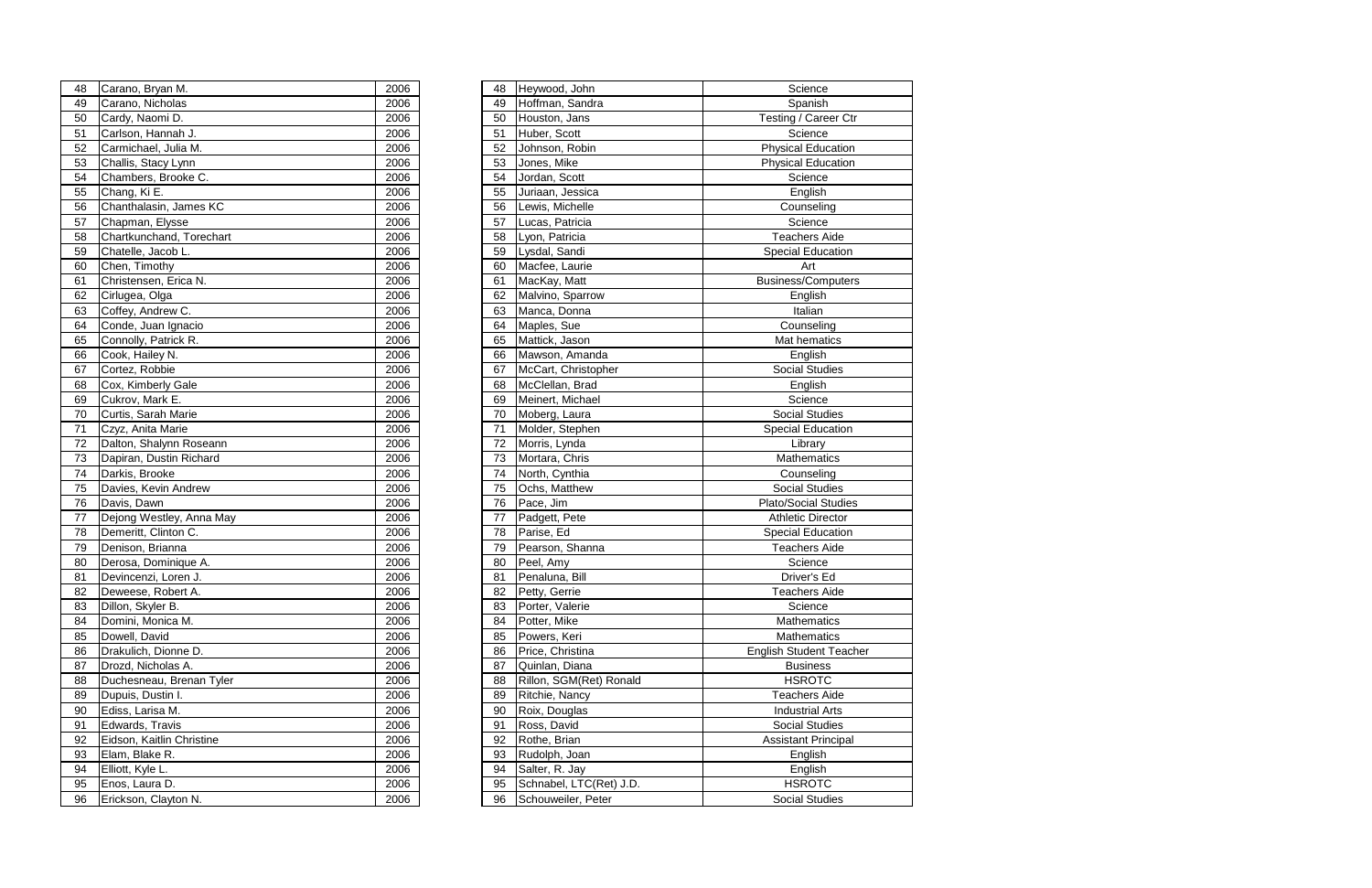| | | |
|---|---|---|
| 48 | Carano, Bryan M. | 2006 |
| 49 | Carano, Nicholas | 2006 |
| 50 | Cardy, Naomi D. | 2006 |
| 51 | Carlson, Hannah J. | 2006 |
| 52 | Carmichael, Julia M. | 2006 |
| 53 | Challis, Stacy Lynn | 2006 |
| 54 | Chambers, Brooke C. | 2006 |
| 55 | Chang, Ki E. | 2006 |
| 56 | Chanthalasin, James KC | 2006 |
| 57 | Chapman, Elysse | 2006 |
| 58 | Chartkunchand, Torechart | 2006 |
| 59 | Chatelle, Jacob L. | 2006 |
| 60 | Chen, Timothy | 2006 |
| 61 | Christensen, Erica N. | 2006 |
| 62 | Cirlugea, Olga | 2006 |
| 63 | Coffey, Andrew C. | 2006 |
| 64 | Conde, Juan Ignacio | 2006 |
| 65 | Connolly, Patrick R. | 2006 |
| 66 | Cook, Hailey N. | 2006 |
| 67 | Cortez, Robbie | 2006 |
| 68 | Cox, Kimberly Gale | 2006 |
| 69 | Cukrov, Mark E. | 2006 |
| 70 | Curtis, Sarah Marie | 2006 |
| 71 | Czyz, Anita Marie | 2006 |
| 72 | Dalton, Shalynn Roseann | 2006 |
| 73 | Dapiran, Dustin Richard | 2006 |
| 74 | Darkis, Brooke | 2006 |
| 75 | Davies, Kevin Andrew | 2006 |
| 76 | Davis, Dawn | 2006 |
| 77 | Dejong Westley, Anna May | 2006 |
| 78 | Demeritt, Clinton C. | 2006 |
| 79 | Denison, Brianna | 2006 |
| 80 | Derosa, Dominique A. | 2006 |
| 81 | Devincenzi, Loren J. | 2006 |
| 82 | Deweese, Robert A. | 2006 |
| 83 | Dillon, Skyler B. | 2006 |
| 84 | Domini, Monica M. | 2006 |
| 85 | Dowell, David | 2006 |
| 86 | Drakulich, Dionne D. | 2006 |
| 87 | Drozd, Nicholas A. | 2006 |
| 88 | Duchesneau, Brenan Tyler | 2006 |
| 89 | Dupuis, Dustin I. | 2006 |
| 90 | Ediss, Larisa M. | 2006 |
| 91 | Edwards, Travis | 2006 |
| 92 | Eidson, Kaitlin Christine | 2006 |
| 93 | Elam, Blake R. | 2006 |
| 94 | Elliott, Kyle L. | 2006 |
| 95 | Enos, Laura D. | 2006 |
| 96 | Erickson, Clayton N. | 2006 |

| | | |
|---|---|---|
| 48 | Heywood, John | Science |
| 49 | Hoffman, Sandra | Spanish |
| 50 | Houston, Jans | Testing / Career Ctr |
| 51 | Huber, Scott | Science |
| 52 | Johnson, Robin | Physical Education |
| 53 | Jones, Mike | Physical Education |
| 54 | Jordan, Scott | Science |
| 55 | Juriaan, Jessica | English |
| 56 | Lewis, Michelle | Counseling |
| 57 | Lucas, Patricia | Science |
| 58 | Lyon, Patricia | Teachers Aide |
| 59 | Lysdal, Sandi | Special Education |
| 60 | Macfee, Laurie | Art |
| 61 | MacKay, Matt | Business/Computers |
| 62 | Malvino, Sparrow | English |
| 63 | Manca, Donna | Italian |
| 64 | Maples, Sue | Counseling |
| 65 | Mattick, Jason | Mat hematics |
| 66 | Mawson, Amanda | English |
| 67 | McCart, Christopher | Social Studies |
| 68 | McClellan, Brad | English |
| 69 | Meinert, Michael | Science |
| 70 | Moberg, Laura | Social Studies |
| 71 | Molder, Stephen | Special Education |
| 72 | Morris, Lynda | Library |
| 73 | Mortara, Chris | Mathematics |
| 74 | North, Cynthia | Counseling |
| 75 | Ochs, Matthew | Social Studies |
| 76 | Pace, Jim | Plato/Social Studies |
| 77 | Padgett, Pete | Athletic Director |
| 78 | Parise, Ed | Special Education |
| 79 | Pearson, Shanna | Teachers Aide |
| 80 | Peel, Amy | Science |
| 81 | Penaluna, Bill | Driver's Ed |
| 82 | Petty, Gerrie | Teachers Aide |
| 83 | Porter, Valerie | Science |
| 84 | Potter, Mike | Mathematics |
| 85 | Powers, Keri | Mathematics |
| 86 | Price, Christina | English Student Teacher |
| 87 | Quinlan, Diana | Business |
| 88 | Rillon, SGM(Ret) Ronald | HSROTC |
| 89 | Ritchie, Nancy | Teachers Aide |
| 90 | Roix, Douglas | Industrial Arts |
| 91 | Ross, David | Social Studies |
| 92 | Rothe, Brian | Assistant Principal |
| 93 | Rudolph, Joan | English |
| 94 | Salter, R. Jay | English |
| 95 | Schnabel, LTC(Ret) J.D. | HSROTC |
| 96 | Schouweiler, Peter | Social Studies |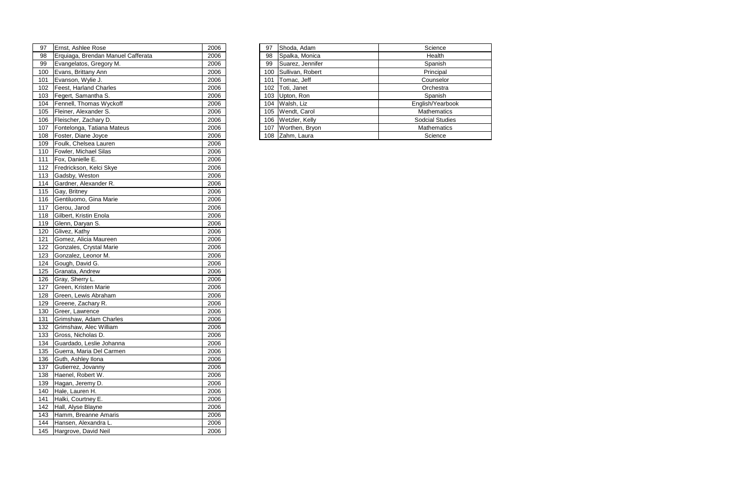| 97 | Ernst, Ashlee Rose | 2006 |
|---|---|---|
| 98 | Erquiaga, Brendan Manuel Cafferata | 2006 |
| 99 | Evangelatos, Gregory M. | 2006 |
| 100 | Evans, Brittany Ann | 2006 |
| 101 | Evanson, Wylie J. | 2006 |
| 102 | Feest, Harland Charles | 2006 |
| 103 | Fegert, Samantha S. | 2006 |
| 104 | Fennell, Thomas Wyckoff | 2006 |
| 105 | Fleiner, Alexander S. | 2006 |
| 106 | Fleischer, Zachary D. | 2006 |
| 107 | Fontelonga, Tatiana Mateus | 2006 |
| 108 | Foster, Diane Joyce | 2006 |
| 109 | Foulk, Chelsea Lauren | 2006 |
| 110 | Fowler, Michael Silas | 2006 |
| 111 | Fox, Danielle E. | 2006 |
| 112 | Fredrickson, Kelci Skye | 2006 |
| 113 | Gadsby, Weston | 2006 |
| 114 | Gardner, Alexander R. | 2006 |
| 115 | Gay, Britney | 2006 |
| 116 | Gentiluomo, Gina Marie | 2006 |
| 117 | Gerou, Jarod | 2006 |
| 118 | Gilbert, Kristin Enola | 2006 |
| 119 | Glenn, Daryan S. | 2006 |
| 120 | Glivez, Kathy | 2006 |
| 121 | Gomez, Alicia Maureen | 2006 |
| 122 | Gonzales, Crystal Marie | 2006 |
| 123 | Gonzalez, Leonor M. | 2006 |
| 124 | Gough, David G. | 2006 |
| 125 | Granata, Andrew | 2006 |
| 126 | Gray, Sherry L. | 2006 |
| 127 | Green, Kristen Marie | 2006 |
| 128 | Green, Lewis Abraham | 2006 |
| 129 | Greene, Zachary R. | 2006 |
| 130 | Greer, Lawrence | 2006 |
| 131 | Grimshaw, Adam Charles | 2006 |
| 132 | Grimshaw, Alec William | 2006 |
| 133 | Gross, Nicholas D. | 2006 |
| 134 | Guardado, Leslie Johanna | 2006 |
| 135 | Guerra, Maria Del Carmen | 2006 |
| 136 | Guth, Ashley Ilona | 2006 |
| 137 | Gutierrez, Jovanny | 2006 |
| 138 | Haenel, Robert W. | 2006 |
| 139 | Hagan, Jeremy D. | 2006 |
| 140 | Hale, Lauren H. | 2006 |
| 141 | Halki, Courtney E. | 2006 |
| 142 | Hall, Alyse Blayne | 2006 |
| 143 | Hamm, Breanne Amaris | 2006 |
| 144 | Hansen, Alexandra L. | 2006 |
| 145 | Hargrove, David Neil | 2006 |

| 97 | Shoda, Adam | Science |
|---|---|---|
| 98 | Spalka, Monica | Health |
| 99 | Suarez, Jennifer | Spanish |
| 100 | Sullivan, Robert | Principal |
| 101 | Tomac, Jeff | Counselor |
| 102 | Toti, Janet | Orchestra |
| 103 | Upton, Ron | Spanish |
| 104 | Walsh, Liz | English/Yearbook |
| 105 | Wendt, Carol | Mathematics |
| 106 | Wetzler, Kelly | Sodcial Studies |
| 107 | Worthen, Bryon | Mathematics |
| 108 | Zahm, Laura | Science |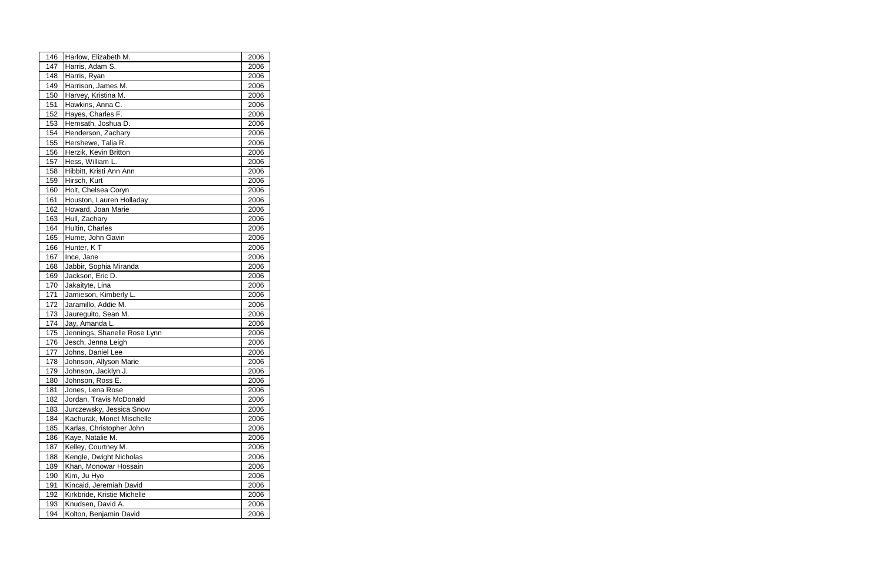| 146 | Harlow, Elizabeth M. | 2006 |
|---|---|---|
| 147 | Harris, Adam S. | 2006 |
| 148 | Harris, Ryan | 2006 |
| 149 | Harrison, James M. | 2006 |
| 150 | Harvey, Kristina M. | 2006 |
| 151 | Hawkins, Anna C. | 2006 |
| 152 | Hayes, Charles F. | 2006 |
| 153 | Hemsath, Joshua D. | 2006 |
| 154 | Henderson, Zachary | 2006 |
| 155 | Hershewe, Talia R. | 2006 |
| 156 | Herzik, Kevin Britton | 2006 |
| 157 | Hess, William L. | 2006 |
| 158 | Hibbitt, Kristi Ann Ann | 2006 |
| 159 | Hirsch, Kurt | 2006 |
| 160 | Holt, Chelsea Coryn | 2006 |
| 161 | Houston, Lauren Holladay | 2006 |
| 162 | Howard, Joan Marie | 2006 |
| 163 | Hull, Zachary | 2006 |
| 164 | Hultin, Charles | 2006 |
| 165 | Hume, John Gavin | 2006 |
| 166 | Hunter, K T | 2006 |
| 167 | Ince, Jane | 2006 |
| 168 | Jabbir, Sophia Miranda | 2006 |
| 169 | Jackson, Eric D. | 2006 |
| 170 | Jakaityte, Lina | 2006 |
| 171 | Jamieson, Kimberly L. | 2006 |
| 172 | Jaramillo, Addie M. | 2006 |
| 173 | Jaureguito, Sean M. | 2006 |
| 174 | Jay, Amanda L. | 2006 |
| 175 | Jennings, Shanelle Rose Lynn | 2006 |
| 176 | Jesch, Jenna Leigh | 2006 |
| 177 | Johns, Daniel Lee | 2006 |
| 178 | Johnson, Allyson Marie | 2006 |
| 179 | Johnson, Jacklyn J. | 2006 |
| 180 | Johnson, Ross E. | 2006 |
| 181 | Jones, Lena Rose | 2006 |
| 182 | Jordan, Travis McDonald | 2006 |
| 183 | Jurczewsky, Jessica Snow | 2006 |
| 184 | Kachurak, Monet Mischelle | 2006 |
| 185 | Karlas, Christopher John | 2006 |
| 186 | Kaye, Natalie M. | 2006 |
| 187 | Kelley, Courtney M. | 2006 |
| 188 | Kengle, Dwight Nicholas | 2006 |
| 189 | Khan, Monowar Hossain | 2006 |
| 190 | Kim, Ju Hyo | 2006 |
| 191 | Kincaid, Jeremiah David | 2006 |
| 192 | Kirkbride, Kristie Michelle | 2006 |
| 193 | Knudsen, David A. | 2006 |
| 194 | Kolton, Benjamin David | 2006 |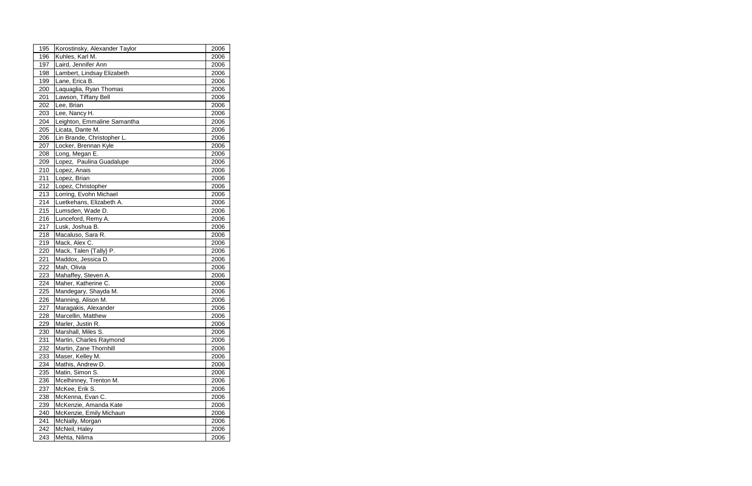| 195 | Korostinsky, Alexander Taylor | 2006 |
|---|---|---|
| 196 | Kuhles, Karl M. | 2006 |
| 197 | Laird, Jennifer Ann | 2006 |
| 198 | Lambert, Lindsay Elizabeth | 2006 |
| 199 | Lane, Erica B. | 2006 |
| 200 | Laquaglia, Ryan Thomas | 2006 |
| 201 | Lawson, Tiffany Bell | 2006 |
| 202 | Lee, Brian | 2006 |
| 203 | Lee, Nancy H. | 2006 |
| 204 | Leighton, Emmaline Samantha | 2006 |
| 205 | Licata, Dante M. | 2006 |
| 206 | Lin Brande, Christopher L. | 2006 |
| 207 | Locker, Brennan Kyle | 2006 |
| 208 | Long, Megan E. | 2006 |
| 209 | Lopez,  Paulina Guadalupe | 2006 |
| 210 | Lopez, Anais | 2006 |
| 211 | Lopez, Brian | 2006 |
| 212 | Lopez, Christopher | 2006 |
| 213 | Lorring, Evohn Michael | 2006 |
| 214 | Luetkehans, Elizabeth A. | 2006 |
| 215 | Lumsden, Wade D. | 2006 |
| 216 | Lunceford, Remy A. | 2006 |
| 217 | Lusk, Joshua B. | 2006 |
| 218 | Macaluso, Sara R. | 2006 |
| 219 | Mack, Alex C. | 2006 |
| 220 | Mack, Talen {Tally} P. | 2006 |
| 221 | Maddox, Jessica D. | 2006 |
| 222 | Mah, Olivia | 2006 |
| 223 | Mahaffey, Steven A. | 2006 |
| 224 | Maher, Katherine C. | 2006 |
| 225 | Mandegary, Shayda M. | 2006 |
| 226 | Manning, Alison M. | 2006 |
| 227 | Maragakis, Alexander | 2006 |
| 228 | Marcellin, Matthew | 2006 |
| 229 | Marler, Justin R. | 2006 |
| 230 | Marshall, Miles S. | 2006 |
| 231 | Martin, Charles Raymond | 2006 |
| 232 | Martin, Zane Thornhill | 2006 |
| 233 | Maser, Kelley M. | 2006 |
| 234 | Mathis, Andrew D. | 2006 |
| 235 | Matin, Simon S. | 2006 |
| 236 | Mcelhinney, Trenton M. | 2006 |
| 237 | McKee, Erik S. | 2006 |
| 238 | McKenna, Evan C. | 2006 |
| 239 | McKenzie, Amanda Kate | 2006 |
| 240 | McKenzie, Emily Michaun | 2006 |
| 241 | McNally, Morgan | 2006 |
| 242 | McNeil, Haley | 2006 |
| 243 | Mehta, Nilima | 2006 |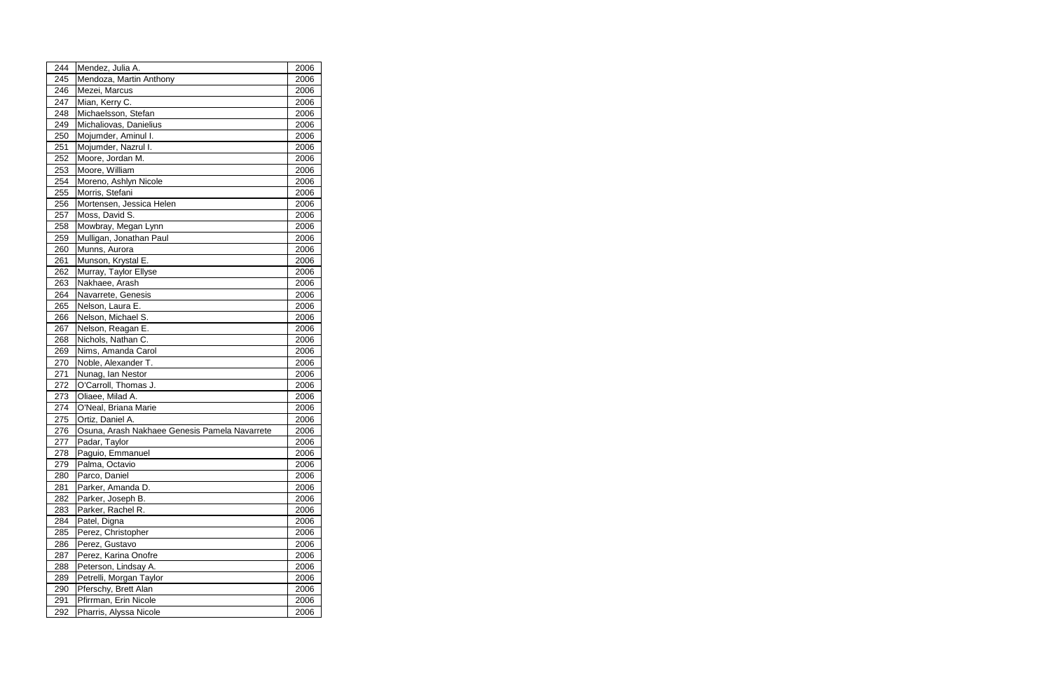| 244 | Mendez, Julia A. | 2006 |
|---|---|---|
| 245 | Mendoza, Martin Anthony | 2006 |
| 246 | Mezei, Marcus | 2006 |
| 247 | Mian, Kerry C. | 2006 |
| 248 | Michaelsson, Stefan | 2006 |
| 249 | Michaliovas, Danielius | 2006 |
| 250 | Mojumder, Aminul I. | 2006 |
| 251 | Mojumder, Nazrul I. | 2006 |
| 252 | Moore, Jordan M. | 2006 |
| 253 | Moore, William | 2006 |
| 254 | Moreno, Ashlyn Nicole | 2006 |
| 255 | Morris, Stefani | 2006 |
| 256 | Mortensen, Jessica Helen | 2006 |
| 257 | Moss, David S. | 2006 |
| 258 | Mowbray, Megan Lynn | 2006 |
| 259 | Mulligan, Jonathan Paul | 2006 |
| 260 | Munns, Aurora | 2006 |
| 261 | Munson, Krystal E. | 2006 |
| 262 | Murray, Taylor Ellyse | 2006 |
| 263 | Nakhaee, Arash | 2006 |
| 264 | Navarrete, Genesis | 2006 |
| 265 | Nelson, Laura E. | 2006 |
| 266 | Nelson, Michael S. | 2006 |
| 267 | Nelson, Reagan E. | 2006 |
| 268 | Nichols, Nathan C. | 2006 |
| 269 | Nims, Amanda Carol | 2006 |
| 270 | Noble, Alexander T. | 2006 |
| 271 | Nunag, Ian Nestor | 2006 |
| 272 | O'Carroll, Thomas J. | 2006 |
| 273 | Oliaee, Milad A. | 2006 |
| 274 | O'Neal, Briana Marie | 2006 |
| 275 | Ortiz, Daniel A. | 2006 |
| 276 | Osuna, Arash Nakhaee Genesis Pamela Navarrete | 2006 |
| 277 | Padar, Taylor | 2006 |
| 278 | Paguio, Emmanuel | 2006 |
| 279 | Palma, Octavio | 2006 |
| 280 | Parco, Daniel | 2006 |
| 281 | Parker, Amanda D. | 2006 |
| 282 | Parker, Joseph B. | 2006 |
| 283 | Parker, Rachel R. | 2006 |
| 284 | Patel, Digna | 2006 |
| 285 | Perez, Christopher | 2006 |
| 286 | Perez, Gustavo | 2006 |
| 287 | Perez, Karina Onofre | 2006 |
| 288 | Peterson, Lindsay A. | 2006 |
| 289 | Petrelli, Morgan Taylor | 2006 |
| 290 | Pferschy, Brett Alan | 2006 |
| 291 | Pfirrman, Erin Nicole | 2006 |
| 292 | Pharris, Alyssa Nicole | 2006 |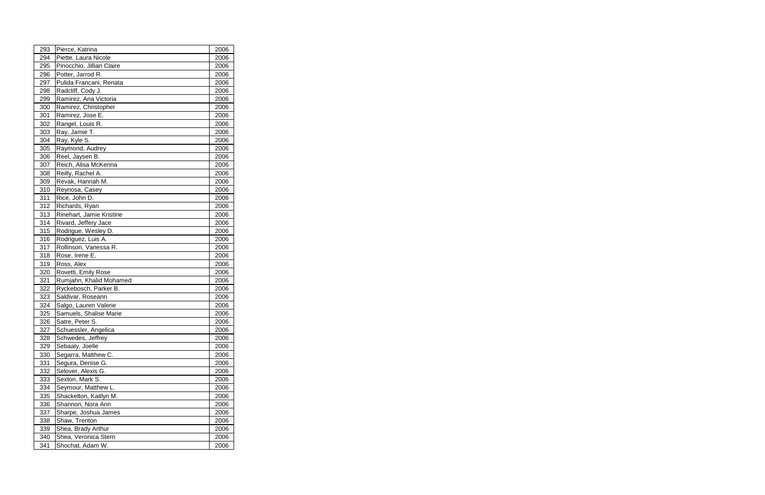| 293 | Pierce, Katrina | 2006 |
|---|---|---|
| 294 | Piette, Laura Nicole | 2006 |
| 295 | Pinocchio, Jillian Claire | 2006 |
| 296 | Potter, Jarrod R. | 2006 |
| 297 | Pulida Francani, Renata | 2006 |
| 298 | Radcliff, Cody J. | 2006 |
| 299 | Ramirez, Ana Victoria | 2006 |
| 300 | Ramirez, Christopher | 2006 |
| 301 | Ramirez, Jose E. | 2006 |
| 302 | Rangel, Louis R. | 2006 |
| 303 | Ray, Jamie T. | 2006 |
| 304 | Ray, Kyle S. | 2006 |
| 305 | Raymond, Audrey | 2006 |
| 306 | Reel, Jaysen B. | 2006 |
| 307 | Reich, Alisa McKenna | 2006 |
| 308 | Reilly, Rachel A. | 2006 |
| 309 | Revak, Hannah M. | 2006 |
| 310 | Reynosa, Casey | 2006 |
| 311 | Rice, John D. | 2006 |
| 312 | Richards, Ryan | 2006 |
| 313 | Rinehart, Jamie Kristine | 2006 |
| 314 | Rivard, Jeffery Jace | 2006 |
| 315 | Rodrigue, Wesley D. | 2006 |
| 316 | Rodriguez, Luis A. | 2006 |
| 317 | Rollinson, Vanessa R. | 2006 |
| 318 | Rose, Irene E. | 2006 |
| 319 | Ross, Alex | 2006 |
| 320 | Rovetti, Emily Rose | 2006 |
| 321 | Rumjahn, Khalid Mohamed | 2006 |
| 322 | Ryckebosch, Parker B. | 2006 |
| 323 | Saldivar, Roseann | 2006 |
| 324 | Salgo, Lauren Valerie | 2006 |
| 325 | Samuels, Shalise Marie | 2006 |
| 326 | Satre, Peter S. | 2006 |
| 327 | Schuessler, Angelica | 2006 |
| 328 | Schwedes, Jeffrey | 2006 |
| 329 | Sebaaly, Joelle | 2006 |
| 330 | Segarra, Matthew C. | 2006 |
| 331 | Segura, Denise G. | 2006 |
| 332 | Selover, Alexis G. | 2006 |
| 333 | Sexton, Mark S. | 2006 |
| 334 | Seymour, Matthew L. | 2006 |
| 335 | Shackelton, Kaitlyn M. | 2006 |
| 336 | Shannon, Nora Ann | 2006 |
| 337 | Sharpe, Joshua James | 2006 |
| 338 | Shaw, Trenton | 2006 |
| 339 | Shea, Brady Arthur | 2006 |
| 340 | Shea, Veronica Stern | 2006 |
| 341 | Shochat, Adam W. | 2006 |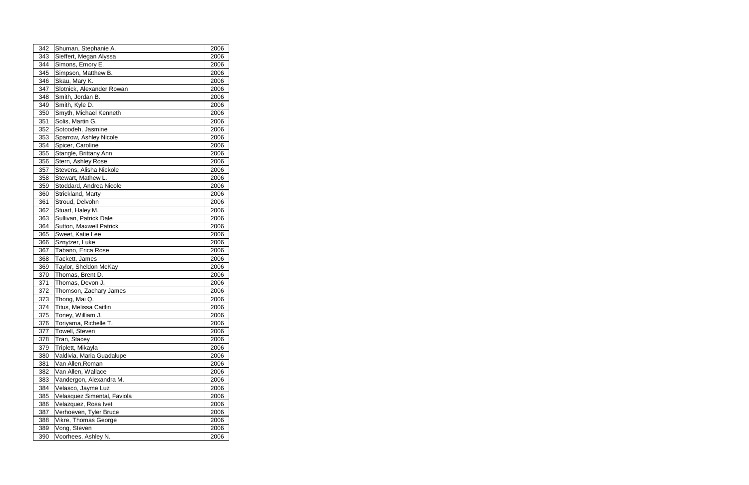| 342 | Shuman, Stephanie A. | 2006 |
|---|---|---|
| 343 | Sieffert, Megan Alyssa | 2006 |
| 344 | Simons, Emory E. | 2006 |
| 345 | Simpson, Matthew B. | 2006 |
| 346 | Skau, Mary K. | 2006 |
| 347 | Slotnick, Alexander Rowan | 2006 |
| 348 | Smith, Jordan B. | 2006 |
| 349 | Smith, Kyle D. | 2006 |
| 350 | Smyth, Michael Kenneth | 2006 |
| 351 | Solis, Martin G. | 2006 |
| 352 | Sotoodeh, Jasmine | 2006 |
| 353 | Sparrow, Ashley Nicole | 2006 |
| 354 | Spicer, Caroline | 2006 |
| 355 | Stangle, Brittany Ann | 2006 |
| 356 | Stern, Ashley Rose | 2006 |
| 357 | Stevens, Alisha Nickole | 2006 |
| 358 | Stewart, Mathew L. | 2006 |
| 359 | Stoddard, Andrea Nicole | 2006 |
| 360 | Strickland, Marty | 2006 |
| 361 | Stroud, Delvohn | 2006 |
| 362 | Stuart, Haley M. | 2006 |
| 363 | Sullivan, Patrick Dale | 2006 |
| 364 | Sutton, Maxwell Patrick | 2006 |
| 365 | Sweet, Katie Lee | 2006 |
| 366 | Sznytzer, Luke | 2006 |
| 367 | Tabano, Erica Rose | 2006 |
| 368 | Tackett, James | 2006 |
| 369 | Taylor, Sheldon McKay | 2006 |
| 370 | Thomas, Brent D. | 2006 |
| 371 | Thomas, Devon J. | 2006 |
| 372 | Thomson, Zachary James | 2006 |
| 373 | Thong, Mai Q. | 2006 |
| 374 | Titus, Melissa Caitlin | 2006 |
| 375 | Toney, William J. | 2006 |
| 376 | Toriyama, Richelle T. | 2006 |
| 377 | Towell, Steven | 2006 |
| 378 | Tran, Stacey | 2006 |
| 379 | Triplett, Mikayla | 2006 |
| 380 | Valdivia, Maria Guadalupe | 2006 |
| 381 | Van Allen,Roman | 2006 |
| 382 | Van Allen, Wallace | 2006 |
| 383 | Vandergon, Alexandra M. | 2006 |
| 384 | Velasco, Jayme Luz | 2006 |
| 385 | Velasquez Simental, Faviola | 2006 |
| 386 | Velazquez, Rosa Ivet | 2006 |
| 387 | Verhoeven, Tyler Bruce | 2006 |
| 388 | Vikre, Thomas George | 2006 |
| 389 | Vong, Steven | 2006 |
| 390 | Voorhees, Ashley N. | 2006 |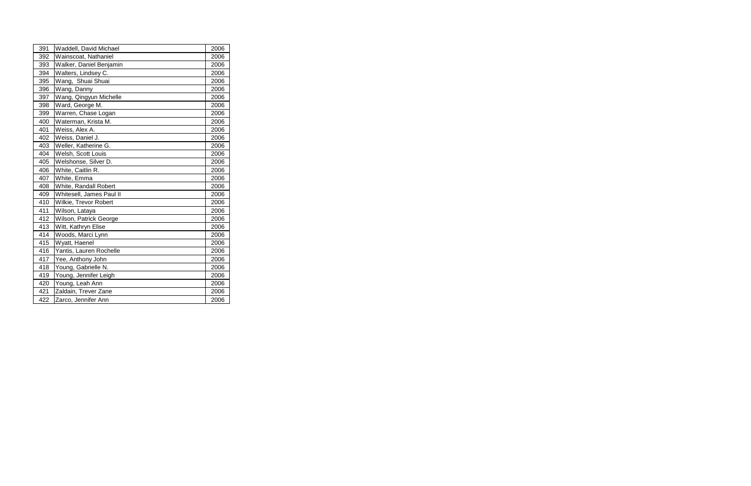| | | |
|---|---|---|
| 391 | Waddell, David Michael | 2006 |
| 392 | Wainscoat, Nathaniel | 2006 |
| 393 | Walker, Daniel Benjamin | 2006 |
| 394 | Walters, Lindsey C. | 2006 |
| 395 | Wang,  Shuai Shuai | 2006 |
| 396 | Wang, Danny | 2006 |
| 397 | Wang, Qingyun Michelle | 2006 |
| 398 | Ward, George M. | 2006 |
| 399 | Warren, Chase Logan | 2006 |
| 400 | Waterman, Krista M. | 2006 |
| 401 | Weiss, Alex A. | 2006 |
| 402 | Weiss, Daniel J. | 2006 |
| 403 | Weller, Katherine G. | 2006 |
| 404 | Welsh, Scott Louis | 2006 |
| 405 | Welshonse, Silver D. | 2006 |
| 406 | White, Caitlin R. | 2006 |
| 407 | White, Emma | 2006 |
| 408 | White, Randall Robert | 2006 |
| 409 | Whitesell, James Paul II | 2006 |
| 410 | Wilkie, Trevor Robert | 2006 |
| 411 | Wilson, Lataya | 2006 |
| 412 | Wilson, Patrick George | 2006 |
| 413 | Witt, Kathryn Elise | 2006 |
| 414 | Woods, Marci Lynn | 2006 |
| 415 | Wyatt, Haenel | 2006 |
| 416 | Yantis, Lauren Rochelle | 2006 |
| 417 | Yee, Anthony John | 2006 |
| 418 | Young, Gabrielle N. | 2006 |
| 419 | Young, Jennifer Leigh | 2006 |
| 420 | Young, Leah Ann | 2006 |
| 421 | Zaldain, Trever Zane | 2006 |
| 422 | Zarco, Jennifer Ann | 2006 |